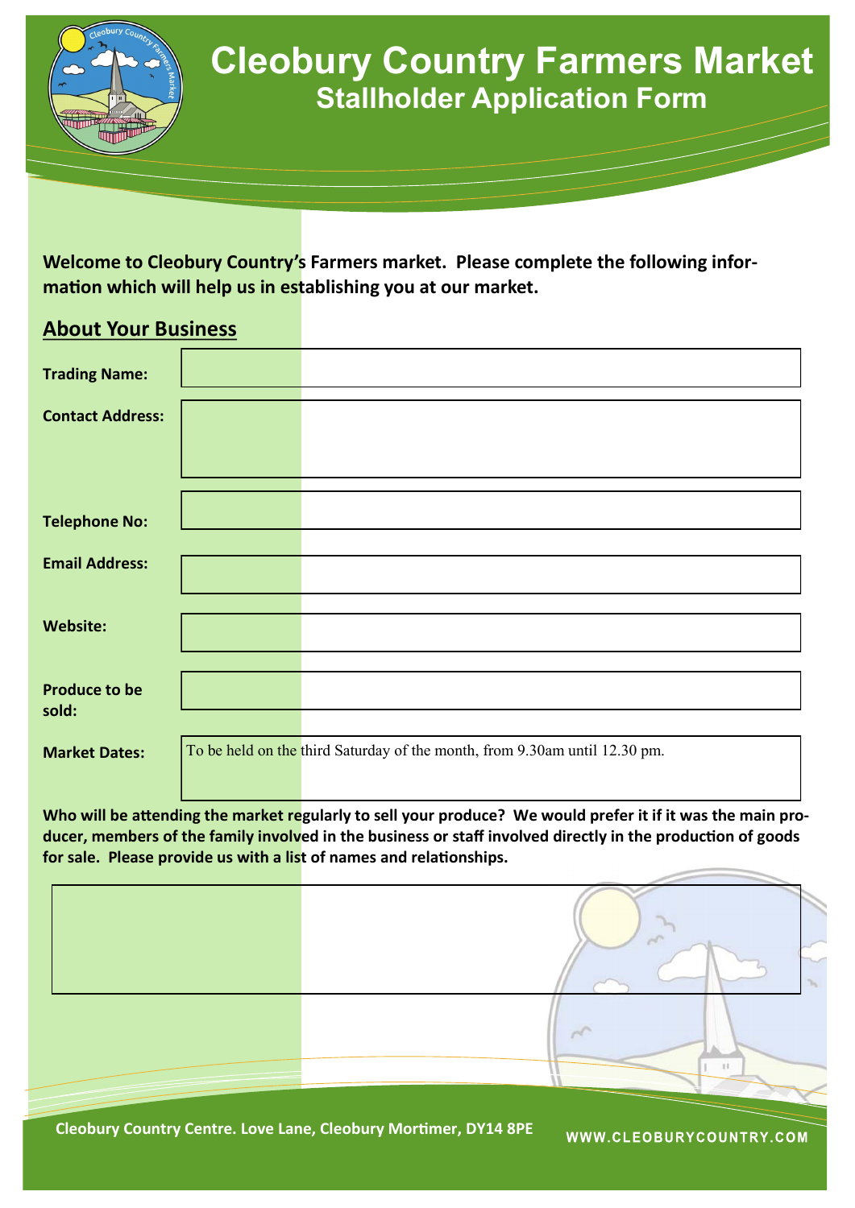# Cleobury Country Farmers Market

## Stallholder Application Form

**Welcome to Cleobury Country's Farmers market. Please complete the following information which will help us in establishing you at our market.**

## About Your Business

| | |
|---|---|
| **Trading Name:** | |
| **Contact Address:** | |
| **Telephone No:** | |
| **Email Address:** | |
| **Website:** | |
| **Produce to be sold:** | |
| **Market Dates:** | To be held on the third Saturday of the month, from 9.30am until 12.30 pm. |

**Who will be attending the market regularly to sell your produce? We would prefer it if it was the main producer, members of the family involved in the business or staff involved directly in the production of goods for sale. Please provide us with a list of names and relationships.**

Cleobury Country Centre. Love Lane, Cleobury Mortimer, DY14 8PE

WWW.CLEOBURYCOUNTRY.COM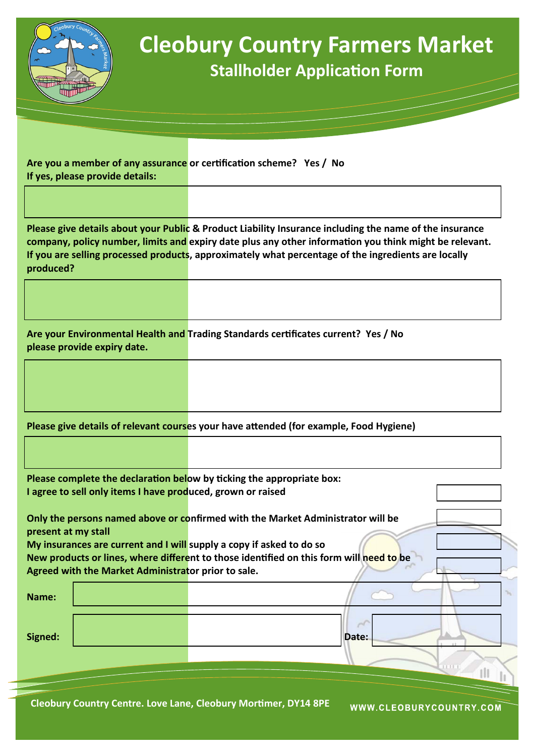# Cleobury Country Farmers Market

## Stallholder Application Form

**Are you a member of any assurance or certification scheme? Yes / No**
**If yes, please provide details:**

**Please give details about your Public & Product Liability Insurance including the name of the insurance company, policy number, limits and expiry date plus any other information you think might be relevant.**
**If you are selling processed products, approximately what percentage of the ingredients are locally produced?**

**Are your Environmental Health and Trading Standards certificates current? Yes / No**
**please provide expiry date.**

**Please give details of relevant courses your have attended (for example, Food Hygiene)**

**Please complete the declaration below by ticking the appropriate box:**

- **I agree to sell only items I have produced, grown or raised** ☐
- **Only the persons named above or confirmed with the Market Administrator will be present at my stall** ☐
- **My insurances are current and I will supply a copy if asked to do so** ☐
- **New products or lines, where different to those identified on this form will need to be Agreed with the Market Administrator prior to sale.** ☐

**Name:**

**Signed:** **Date:**

Cleobury Country Centre. Love Lane, Cleobury Mortimer, DY14 8PE

WWW.CLEOBURYCOUNTRY.COM